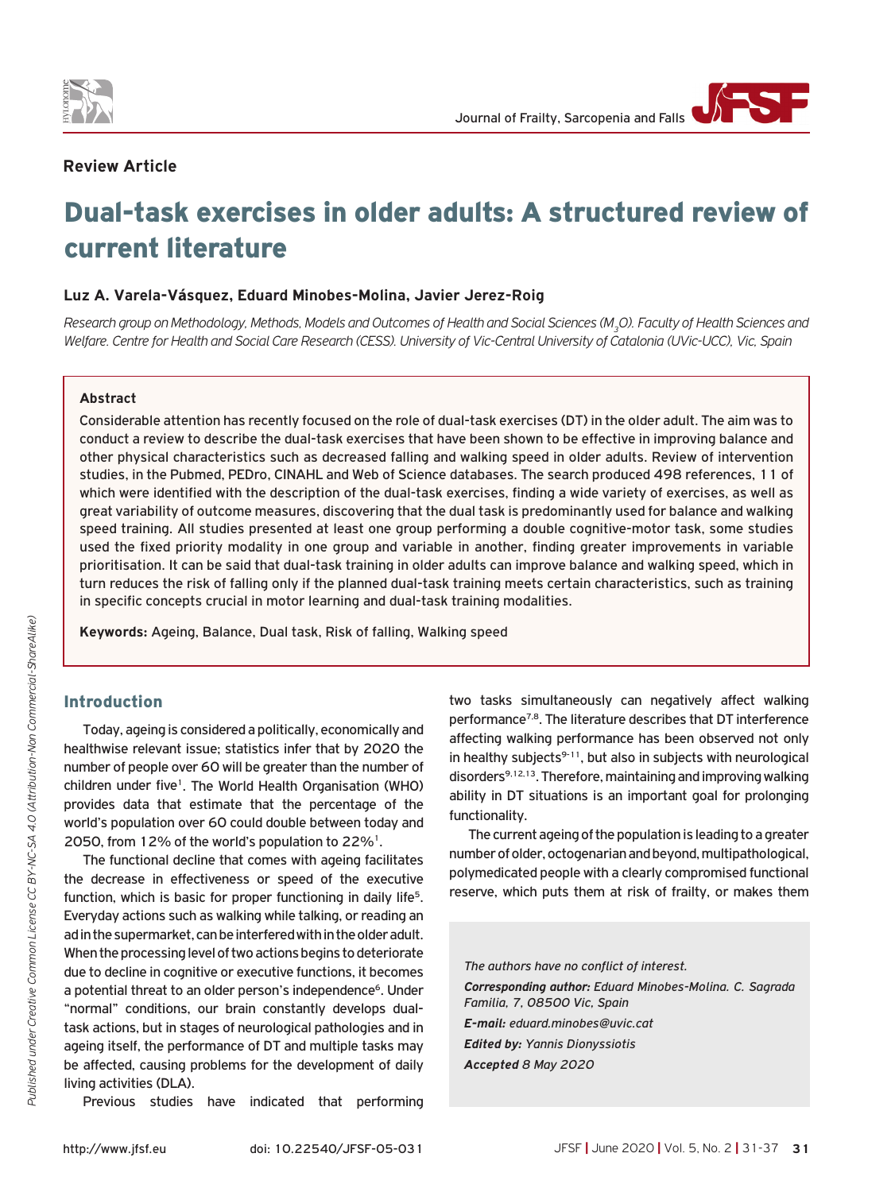**Review Article**

# Dual-task exercises in older adults: A structured review of current literature

**Luz A. Varela-Vásquez, Eduard Minobes-Molina, Javier Jerez-Roig**

*Research group on Methodology, Methods, Models and Outcomes of Health and Social Sciences ($M_3O$). Faculty of Health Sciences and Welfare. Centre for Health and Social Care Research (CESS). University of Vic-Central University of Catalonia (UVic-UCC), Vic, Spain*

**Abstract**

Considerable attention has recently focused on the role of dual-task exercises (DT) in the older adult. The aim was to conduct a review to describe the dual-task exercises that have been shown to be effective in improving balance and other physical characteristics such as decreased falling and walking speed in older adults. Review of intervention studies, in the Pubmed, PEDro, CINAHL and Web of Science databases. The search produced 498 references, 11 of which were identified with the description of the dual-task exercises, finding a wide variety of exercises, as well as great variability of outcome measures, discovering that the dual task is predominantly used for balance and walking speed training. All studies presented at least one group performing a double cognitive-motor task, some studies used the fixed priority modality in one group and variable in another, finding greater improvements in variable prioritisation. It can be said that dual-task training in older adults can improve balance and walking speed, which in turn reduces the risk of falling only if the planned dual-task training meets certain characteristics, such as training in specific concepts crucial in motor learning and dual-task training modalities.

**Keywords:** Ageing, Balance, Dual task, Risk of falling, Walking speed

## Introduction

Today, ageing is considered a politically, economically and healthwise relevant issue; statistics infer that by 2020 the number of people over 60 will be greater than the number of children under five[1]. The World Health Organisation (WHO) provides data that estimate that the percentage of the world's population over 60 could double between today and 2050, from 12% of the world's population to 22%[1].

The functional decline that comes with ageing facilitates the decrease in effectiveness or speed of the executive function, which is basic for proper functioning in daily life[5]. Everyday actions such as walking while talking, or reading an ad in the supermarket, can be interfered with in the older adult. When the processing level of two actions begins to deteriorate due to decline in cognitive or executive functions, it becomes a potential threat to an older person's independence[6]. Under "normal" conditions, our brain constantly develops dual-task actions, but in stages of neurological pathologies and in ageing itself, the performance of DT and multiple tasks may be affected, causing problems for the development of daily living activities (DLA).

Previous studies have indicated that performing two tasks simultaneously can negatively affect walking performance[7,8]. The literature describes that DT interference affecting walking performance has been observed not only in healthy subjects[9-11], but also in subjects with neurological disorders[9,12,13]. Therefore, maintaining and improving walking ability in DT situations is an important goal for prolonging functionality.

The current ageing of the population is leading to a greater number of older, octogenarian and beyond, multipathological, polymedicated people with a clearly compromised functional reserve, which puts them at risk of frailty, or makes them

*The authors have no conflict of interest.*

***Corresponding author:** Eduard Minobes-Molina. C. Sagrada Familia, 7, 08500 Vic, Spain*

***E-mail:** eduard.minobes@uvic.cat*

***Edited by:** Yannis Dionyssiotis*

***Accepted** 8 May 2020*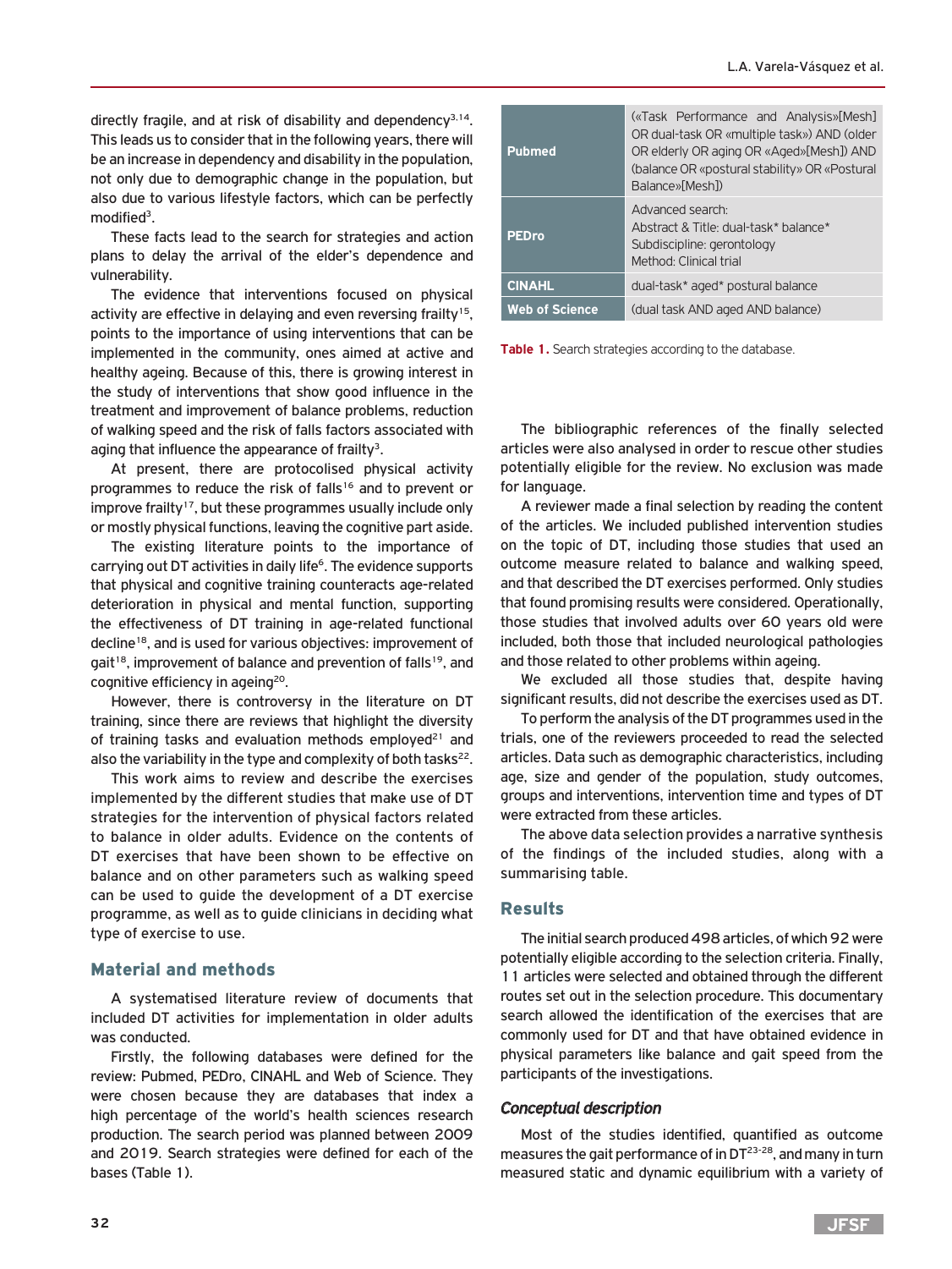directly fragile, and at risk of disability and dependency[3,14]. This leads us to consider that in the following years, there will be an increase in dependency and disability in the population, not only due to demographic change in the population, but also due to various lifestyle factors, which can be perfectly modified[3].

These facts lead to the search for strategies and action plans to delay the arrival of the elder's dependence and vulnerability.

The evidence that interventions focused on physical activity are effective in delaying and even reversing frailty[15], points to the importance of using interventions that can be implemented in the community, ones aimed at active and healthy ageing. Because of this, there is growing interest in the study of interventions that show good influence in the treatment and improvement of balance problems, reduction of walking speed and the risk of falls factors associated with aging that influence the appearance of frailty[3].

At present, there are protocolised physical activity programmes to reduce the risk of falls[16] and to prevent or improve frailty[17], but these programmes usually include only or mostly physical functions, leaving the cognitive part aside.

The existing literature points to the importance of carrying out DT activities in daily life[6]. The evidence supports that physical and cognitive training counteracts age-related deterioration in physical and mental function, supporting the effectiveness of DT training in age-related functional decline[18], and is used for various objectives: improvement of gait[18], improvement of balance and prevention of falls[19], and cognitive efficiency in ageing[20].

However, there is controversy in the literature on DT training, since there are reviews that highlight the diversity of training tasks and evaluation methods employed[21] and also the variability in the type and complexity of both tasks[22].

This work aims to review and describe the exercises implemented by the different studies that make use of DT strategies for the intervention of physical factors related to balance in older adults. Evidence on the contents of DT exercises that have been shown to be effective on balance and on other parameters such as walking speed can be used to guide the development of a DT exercise programme, as well as to guide clinicians in deciding what type of exercise to use.

## Material and methods

A systematised literature review of documents that included DT activities for implementation in older adults was conducted.

Firstly, the following databases were defined for the review: Pubmed, PEDro, CINAHL and Web of Science. They were chosen because they are databases that index a high percentage of the world's health sciences research production. The search period was planned between 2009 and 2019. Search strategies were defined for each of the bases (Table 1).

| | |
|---|---|
| **Pubmed** | («Task Performance and Analysis»[Mesh] OR dual-task OR «multiple task») AND (older OR elderly OR aging OR «Aged»[Mesh]) AND (balance OR «postural stability» OR «Postural Balance»[Mesh]) |
| **PEDro** | Advanced search:<br>Abstract & Title: dual-task* balance*<br>Subdiscipline: gerontology<br>Method: Clinical trial |
| **CINAHL** | dual-task* aged* postural balance |
| **Web of Science** | (dual task AND aged AND balance) |

**Table 1.** Search strategies according to the database.

The bibliographic references of the finally selected articles were also analysed in order to rescue other studies potentially eligible for the review. No exclusion was made for language.

A reviewer made a final selection by reading the content of the articles. We included published intervention studies on the topic of DT, including those studies that used an outcome measure related to balance and walking speed, and that described the DT exercises performed. Only studies that found promising results were considered. Operationally, those studies that involved adults over 60 years old were included, both those that included neurological pathologies and those related to other problems within ageing.

We excluded all those studies that, despite having significant results, did not describe the exercises used as DT.

To perform the analysis of the DT programmes used in the trials, one of the reviewers proceeded to read the selected articles. Data such as demographic characteristics, including age, size and gender of the population, study outcomes, groups and interventions, intervention time and types of DT were extracted from these articles.

The above data selection provides a narrative synthesis of the findings of the included studies, along with a summarising table.

## Results

The initial search produced 498 articles, of which 92 were potentially eligible according to the selection criteria. Finally, 11 articles were selected and obtained through the different routes set out in the selection procedure. This documentary search allowed the identification of the exercises that are commonly used for DT and that have obtained evidence in physical parameters like balance and gait speed from the participants of the investigations.

### *Conceptual description*

Most of the studies identified, quantified as outcome measures the gait performance of in DT[23-28], and many in turn measured static and dynamic equilibrium with a variety of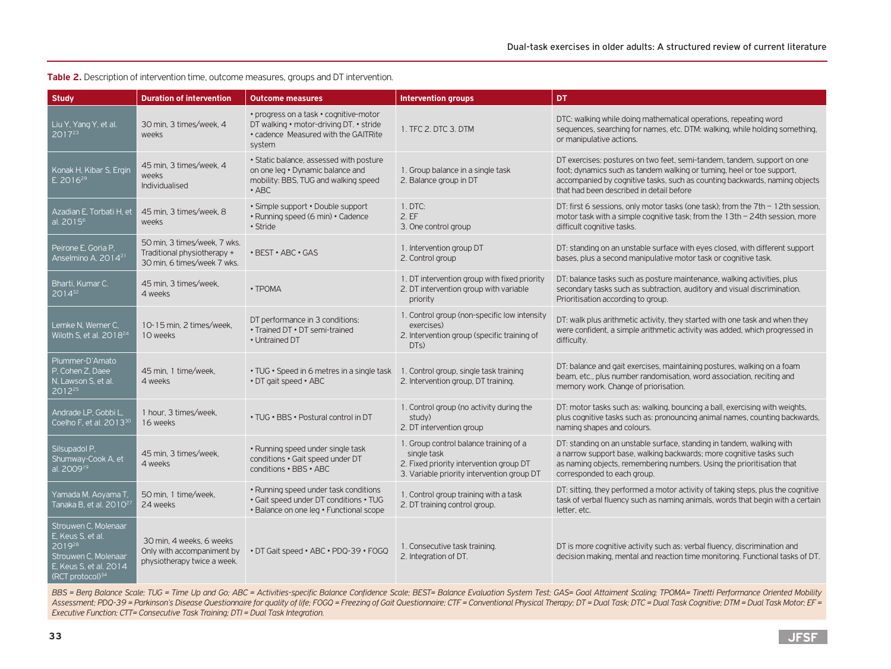**Table 2.** Description of intervention time, outcome measures, groups and DT intervention.

| Study | Duration of intervention | Outcome measures | Intervention groups | DT |
|---|---|---|---|---|
| Liu Y, Yang Y, et al. 2017[23] | 30 min, 3 times/week, 4 weeks | • progress on a task • cognitive-motor DT walking • motor-driving DT. • stride • cadence Measured with the GAITRite system | 1. TFC 2. DTC 3. DTM | DTC: walking while doing mathematical operations, repeating word sequences, searching for names, etc. DTM: walking, while holding something, or manipulative actions. |
| Konak H, Kibar S, Ergin E. 2016[29] | 45 min, 3 times/week, 4 weeks Individualised | • Static balance, assessed with posture on one leg • Dynamic balance and mobility: BBS, TUG and walking speed • ABC | 1. Group balance in a single task 2. Balance group in DT | DT exercises: postures on two feet, semi-tandem, tandem, support on one foot; dynamics such as tandem walking or turning, heel or toe support, accompanied by cognitive tasks, such as counting backwards, naming objects that had been described in detail before |
| Azadian E, Torbati H, et al. 2015[6] | 45 min, 3 times/week, 8 weeks | • Simple support • Double support • Running speed (6 min) • Cadence • Stride | 1. DTC: 2. EF 3. One control group | DT: first 6 sessions, only motor tasks (one task); from the 7th – 12th session, motor task with a simple cognitive task; from the 13th – 24th session, more difficult cognitive tasks. |
| Peirone E, Goria P, Anselmino A. 2014[31] | 50 min, 3 times/week, 7 wks. Traditional physiotherapy + 30 min, 6 times/week 7 wks. | • BEST • ABC • GAS | 1. Intervention group DT 2. Control group | DT: standing on an unstable surface with eyes closed, with different support bases, plus a second manipulative motor task or cognitive task. |
| Bharti, Kumar C. 2014[32] | 45 min, 3 times/week, 4 weeks | • TPOMA | 1. DT intervention group with fixed priority 2. DT intervention group with variable priority | DT: balance tasks such as posture maintenance, walking activities, plus secondary tasks such as subtraction, auditory and visual discrimination. Prioritisation according to group. |
| Lemke N, Werner C, Wiloth S, et al. 2018[24] | 10-15 min, 2 times/week, 10 weeks | DT performance in 3 conditions: • Trained DT • DT semi-trained • Untrained DT | 1. Control group (non-specific low intensity exercises) 2. Intervention group (specific training of DTs) | DT: walk plus arithmetic activity, they started with one task and when they were confident, a simple arithmetic activity was added, which progressed in difficulty. |
| Plummer-D'Amato P, Cohen Z, Daee N, Lawson S, et al. 2012[25] | 45 min, 1 time/week, 4 weeks | • TUG • Speed in 6 metres in a single task • DT gait speed • ABC | 1. Control group, single task training 2. Intervention group, DT training. | DT: balance and gait exercises, maintaining postures, walking on a foam beam, etc., plus number randomisation, word association, reciting and memory work. Change of priorisation. |
| Andrade LP, Gobbi L, Coelho F, et al. 2013[30] | 1 hour, 3 times/week, 16 weeks | • TUG • BBS • Postural control in DT | 1. Control group (no activity during the study) 2. DT intervention group | DT: motor tasks such as: walking, bouncing a ball, exercising with weights, plus cognitive tasks such as: pronouncing animal names, counting backwards, naming shapes and colours. |
| Silsupadol P, Shumway-Cook A, et al. 2009[19] | 45 min, 3 times/week, 4 weeks | • Running speed under single task conditions • Gait speed under DT conditions • BBS • ABC | 1. Group control balance training of a single task 2. Fixed priority intervention group DT 3. Variable priority intervention group DT | DT: standing on an unstable surface, standing in tandem, walking with a narrow support base, walking backwards; more cognitive tasks such as naming objects, remembering numbers. Using the prioritisation that corresponded to each group. |
| Yamada M, Aoyama T, Tanaka B, et al. 2010[27] | 50 min, 1 time/week, 24 weeks | • Running speed under task conditions • Gait speed under DT conditions • TUG • Balance on one leg • Functional scope | 1. Control group training with a task 2. DT training control group. | DT: sitting, they performed a motor activity of taking steps, plus the cognitive task of verbal fluency such as naming animals, words that begin with a certain letter, etc. |
| Strouwen C, Molenaar E, Keus S, et al. 2019[28] Strouwen C, Molenaar E, Keus S, et al. 2014 (RCT protocol)[34] | 30 min, 4 weeks, 6 weeks Only with accompaniment by physiotherapy twice a week. | • DT Gait speed • ABC • PDQ-39 • FOGQ | 1. Consecutive task training. 2. Integration of DT. | DT is more cognitive activity such as: verbal fluency, discrimination and decision making, mental and reaction time monitoring. Functional tasks of DT. |

*BBS = Berg Balance Scale; TUG = Time Up and Go; ABC = Activities-specific Balance Confidence Scale; BEST= Balance Evaluation System Test; GAS= Goal Attainment Scaling; TPOMA= Tinetti Performance Oriented Mobility Assessment; PDQ-39 = Parkinson's Disease Questionnaire for quality of life; FOGQ = Freezing of Gait Questionnaire; CTF = Conventional Physical Therapy; DT = Dual Task; DTC = Dual Task Cognitive; DTM = Dual Task Motor; EF = Executive Function; CTT= Consecutive Task Training; DTI = Dual Task Integration.*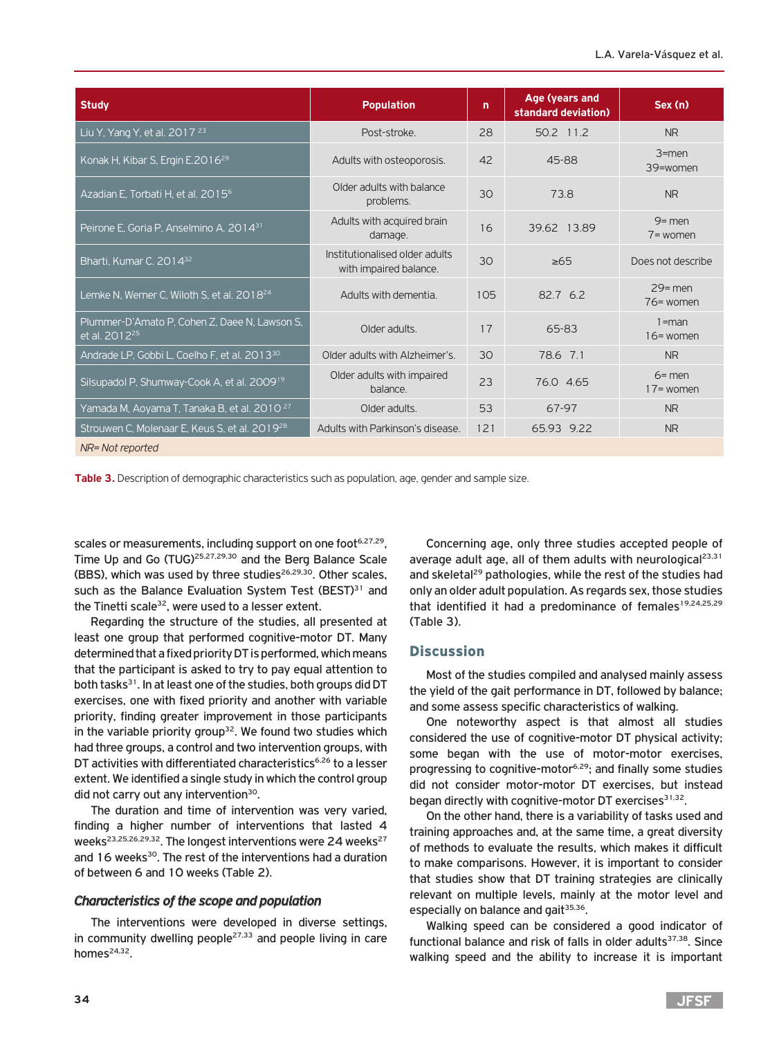| Study | Population | n | Age (years and standard deviation) | Sex (n) |
|---|---|---|---|---|
| Liu Y, Yang Y, et al. 2017 [23] | Post-stroke. | 28 | 50.2 11.2 | NR |
| Konak H, Kibar S, Ergin E.2016[29] | Adults with osteoporosis. | 42 | 45-88 | 3=men 39=women |
| Azadian E, Torbati H, et al. 2015[6] | Older adults with balance problems. | 30 | 73.8 | NR |
| Peirone E, Goria P, Anselmino A. 2014[31] | Adults with acquired brain damage. | 16 | 39.62 13.89 | 9= men 7= women |
| Bharti, Kumar C. 2014[32] | Institutionalised older adults with impaired balance. | 30 | ≥65 | Does not describe |
| Lemke N, Werner C, Wiloth S, et al. 2018[24] | Adults with dementia. | 105 | 82.7 6.2 | 29= men 76= women |
| Plummer-D'Amato P, Cohen Z, Daee N, Lawson S, et al. 2012[25] | Older adults. | 17 | 65-83 | 1=man 16= women |
| Andrade LP, Gobbi L, Coelho F, et al. 2013[30] | Older adults with Alzheimer's. | 30 | 78.6 7.1 | NR |
| Silsupadol P, Shumway-Cook A, et al. 2009[19] | Older adults with impaired balance. | 23 | 76.0 4.65 | 6= men 17= women |
| Yamada M, Aoyama T, Tanaka B, et al. 2010 [27] | Older adults. | 53 | 67-97 | NR |
| Strouwen C, Molenaar E, Keus S, et al. 2019[28] | Adults with Parkinson's disease. | 121 | 65.93 9.22 | NR |

*NR= Not reported*

**Table 3.** Description of demographic characteristics such as population, age, gender and sample size.

scales or measurements, including support on one foot[6,27,29], Time Up and Go (TUG)[25,27,29,30] and the Berg Balance Scale (BBS), which was used by three studies[26,29,30]. Other scales, such as the Balance Evaluation System Test (BEST)[31] and the Tinetti scale[32], were used to a lesser extent.

Regarding the structure of the studies, all presented at least one group that performed cognitive-motor DT. Many determined that a fixed priority DT is performed, which means that the participant is asked to try to pay equal attention to both tasks[31]. In at least one of the studies, both groups did DT exercises, one with fixed priority and another with variable priority, finding greater improvement in those participants in the variable priority group[32]. We found two studies which had three groups, a control and two intervention groups, with DT activities with differentiated characteristics[6,26] to a lesser extent. We identified a single study in which the control group did not carry out any intervention[30].

The duration and time of intervention was very varied, finding a higher number of interventions that lasted 4 weeks[23,25,26,29,32]. The longest interventions were 24 weeks[27] and 16 weeks[30]. The rest of the interventions had a duration of between 6 and 10 weeks (Table 2).

### *Characteristics of the scope and population*

The interventions were developed in diverse settings, in community dwelling people[27,33] and people living in care homes[24,32].

Concerning age, only three studies accepted people of average adult age, all of them adults with neurological[23,31] and skeletal[29] pathologies, while the rest of the studies had only an older adult population. As regards sex, those studies that identified it had a predominance of females[19,24,25,29] (Table 3).

## Discussion

Most of the studies compiled and analysed mainly assess the yield of the gait performance in DT, followed by balance; and some assess specific characteristics of walking.

One noteworthy aspect is that almost all studies considered the use of cognitive-motor DT physical activity; some began with the use of motor-motor exercises, progressing to cognitive-motor[6,29]; and finally some studies did not consider motor-motor DT exercises, but instead began directly with cognitive-motor DT exercises[31,32].

On the other hand, there is a variability of tasks used and training approaches and, at the same time, a great diversity of methods to evaluate the results, which makes it difficult to make comparisons. However, it is important to consider that studies show that DT training strategies are clinically relevant on multiple levels, mainly at the motor level and especially on balance and gait[35,36].

Walking speed can be considered a good indicator of functional balance and risk of falls in older adults[37,38]. Since walking speed and the ability to increase it is important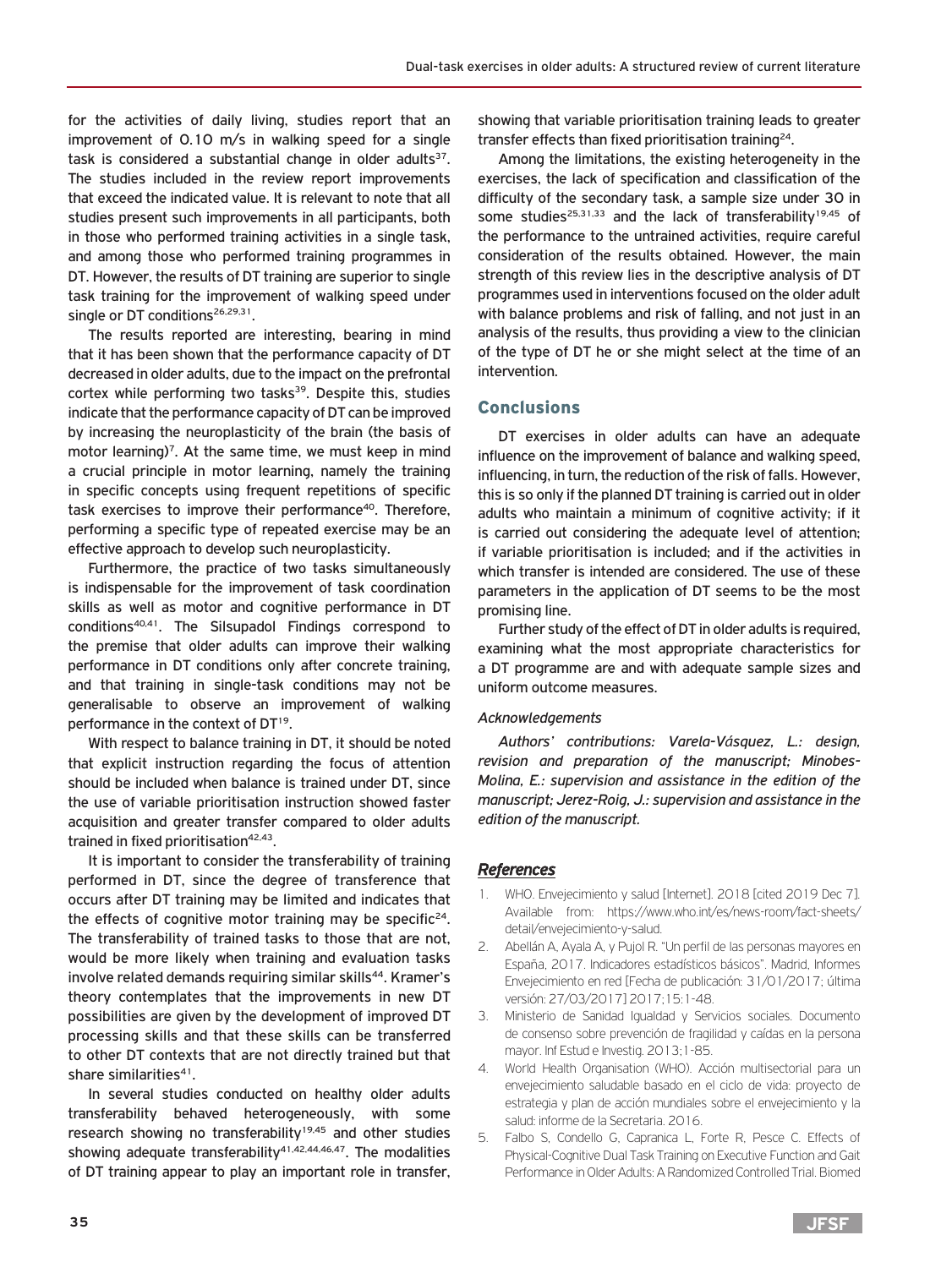for the activities of daily living, studies report that an improvement of 0.10 m/s in walking speed for a single task is considered a substantial change in older adults[37]. The studies included in the review report improvements that exceed the indicated value. It is relevant to note that all studies present such improvements in all participants, both in those who performed training activities in a single task, and among those who performed training programmes in DT. However, the results of DT training are superior to single task training for the improvement of walking speed under single or DT conditions[26,29,31].

The results reported are interesting, bearing in mind that it has been shown that the performance capacity of DT decreased in older adults, due to the impact on the prefrontal cortex while performing two tasks[39]. Despite this, studies indicate that the performance capacity of DT can be improved by increasing the neuroplasticity of the brain (the basis of motor learning)[7]. At the same time, we must keep in mind a crucial principle in motor learning, namely the training in specific concepts using frequent repetitions of specific task exercises to improve their performance[40]. Therefore, performing a specific type of repeated exercise may be an effective approach to develop such neuroplasticity.

Furthermore, the practice of two tasks simultaneously is indispensable for the improvement of task coordination skills as well as motor and cognitive performance in DT conditions[40,41]. The Silsupadol Findings correspond to the premise that older adults can improve their walking performance in DT conditions only after concrete training, and that training in single-task conditions may not be generalisable to observe an improvement of walking performance in the context of DT[19].

With respect to balance training in DT, it should be noted that explicit instruction regarding the focus of attention should be included when balance is trained under DT, since the use of variable prioritisation instruction showed faster acquisition and greater transfer compared to older adults trained in fixed prioritisation[42,43].

It is important to consider the transferability of training performed in DT, since the degree of transference that occurs after DT training may be limited and indicates that the effects of cognitive motor training may be specific[24]. The transferability of trained tasks to those that are not, would be more likely when training and evaluation tasks involve related demands requiring similar skills[44]. Kramer's theory contemplates that the improvements in new DT possibilities are given by the development of improved DT processing skills and that these skills can be transferred to other DT contexts that are not directly trained but that share similarities[41].

In several studies conducted on healthy older adults transferability behaved heterogeneously, with some research showing no transferability[19,45] and other studies showing adequate transferability[41,42,44,46,47]. The modalities of DT training appear to play an important role in transfer, showing that variable prioritisation training leads to greater transfer effects than fixed prioritisation training[24].

Among the limitations, the existing heterogeneity in the exercises, the lack of specification and classification of the difficulty of the secondary task, a sample size under 30 in some studies[25,31,33] and the lack of transferability[19,45] of the performance to the untrained activities, require careful consideration of the results obtained. However, the main strength of this review lies in the descriptive analysis of DT programmes used in interventions focused on the older adult with balance problems and risk of falling, and not just in an analysis of the results, thus providing a view to the clinician of the type of DT he or she might select at the time of an intervention.

## Conclusions

DT exercises in older adults can have an adequate influence on the improvement of balance and walking speed, influencing, in turn, the reduction of the risk of falls. However, this is so only if the planned DT training is carried out in older adults who maintain a minimum of cognitive activity; if it is carried out considering the adequate level of attention; if variable prioritisation is included; and if the activities in which transfer is intended are considered. The use of these parameters in the application of DT seems to be the most promising line.

Further study of the effect of DT in older adults is required, examining what the most appropriate characteristics for a DT programme are and with adequate sample sizes and uniform outcome measures.

*Acknowledgements*

*Authors' contributions: Varela-Vásquez, L.: design, revision and preparation of the manuscript; Minobes-Molina, E.: supervision and assistance in the edition of the manuscript; Jerez-Roig, J.: supervision and assistance in the edition of the manuscript.*

## References

1. WHO. Envejecimiento y salud [Internet]. 2018 [cited 2019 Dec 7]. Available from: https://www.who.int/es/news-room/fact-sheets/detail/envejecimiento-y-salud.
2. Abellán A, Ayala A, y Pujol R. "Un perfil de las personas mayores en España, 2017. Indicadores estadísticos básicos". Madrid, Informes Envejecimiento en red [Fecha de publicación: 31/01/2017; última versión: 27/03/2017] 2017;15:1-48.
3. Ministerio de Sanidad Igualdad y Servicios sociales. Documento de consenso sobre prevención de fragilidad y caídas en la persona mayor. Inf Estud e Investig. 2013;1-85.
4. World Health Organisation (WHO). Acción multisectorial para un envejecimiento saludable basado en el ciclo de vida: proyecto de estrategia y plan de acción mundiales sobre el envejecimiento y la salud: informe de la Secretaria. 2016.
5. Falbo S, Condello G, Capranica L, Forte R, Pesce C. Effects of Physical-Cognitive Dual Task Training on Executive Function and Gait Performance in Older Adults: A Randomized Controlled Trial. Biomed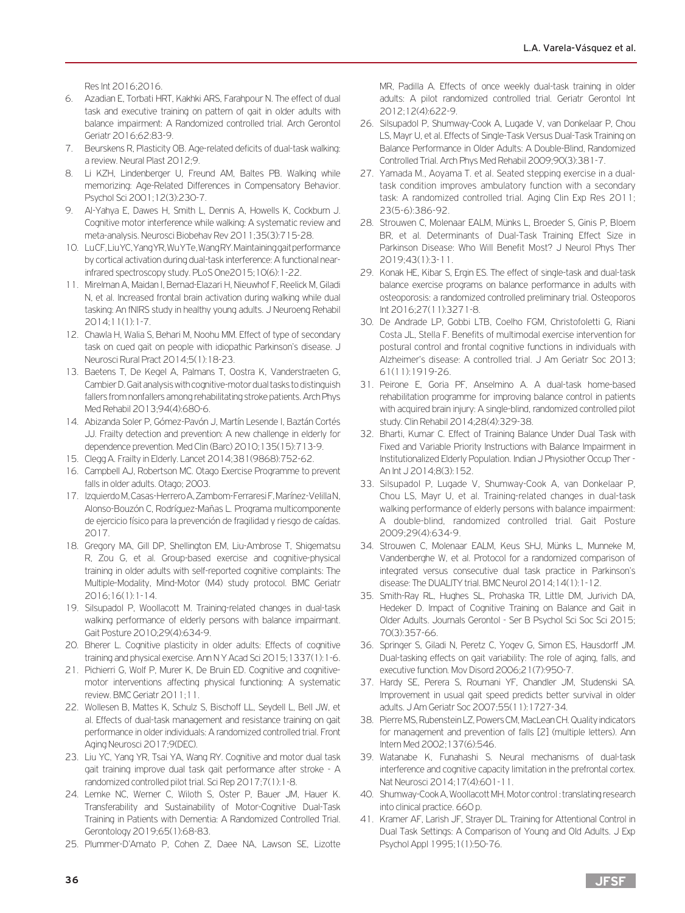Res Int 2016;2016.

6. Azadian E, Torbati HRT, Kakhki ARS, Farahpour N. The effect of dual task and executive training on pattern of gait in older adults with balance impairment: A Randomized controlled trial. Arch Gerontol Geriatr 2016;62:83-9.
7. Beurskens R, Plasticity OB. Age-related deficits of dual-task walking: a review. Neural Plast 2012;9.
8. Li KZH, Lindenberger U, Freund AM, Baltes PB. Walking while memorizing: Age-Related Differences in Compensatory Behavior. Psychol Sci 2001;12(3):230-7.
9. Al-Yahya E, Dawes H, Smith L, Dennis A, Howells K, Cockburn J. Cognitive motor interference while walking: A systematic review and meta-analysis. Neurosci Biobehav Rev 2011;35(3):715-28.
10. Lu CF, Liu YC, Yang YR, Wu YTe, Wang RY. Maintaining gait performance by cortical activation during dual-task interference: A functional near-infrared spectroscopy study. PLoS One 2015;10(6):1-22.
11. Mirelman A, Maidan I, Bernad-Elazari H, Nieuwhof F, Reelick M, Giladi N, et al. Increased frontal brain activation during walking while dual tasking: An fNIRS study in healthy young adults. J Neuroeng Rehabil 2014;11(1):1-7.
12. Chawla H, Walia S, Behari M, Noohu MM. Effect of type of secondary task on cued gait on people with idiopathic Parkinson's disease. J Neurosci Rural Pract 2014;5(1):18-23.
13. Baetens T, De Kegel A, Palmans T, Oostra K, Vanderstraeten G, Cambier D. Gait analysis with cognitive-motor dual tasks to distinguish fallers from nonfallers among rehabilitating stroke patients. Arch Phys Med Rehabil 2013;94(4):680-6.
14. Abizanda Soler P, Gómez-Pavón J, Martín Lesende I, Baztán Cortés JJ. Frailty detection and prevention: A new challenge in elderly for dependence prevention. Med Clin (Barc) 2010;135(15):713-9.
15. Clegg A. Frailty in Elderly. Lancet 2014;381(9868):752-62.
16. Campbell AJ, Robertson MC. Otago Exercise Programme to prevent falls in older adults. Otago; 2003.
17. Izquierdo M, Casas-Herrero A, Zambom-Ferraresi F, Maríñez-Velilla N, Alonso-Bouzón C, Rodríguez-Mañas L. Programa multicomponente de ejercicio físico para la prevención de fragilidad y riesgo de caídas. 2017.
18. Gregory MA, Gill DP, Shellington EM, Liu-Ambrose T, Shigematsu R, Zou G, et al. Group-based exercise and cognitive-physical training in older adults with self-reported cognitive complaints: The Multiple-Modality, Mind-Motor (M4) study protocol. BMC Geriatr 2016;16(1):1-14.
19. Silsupadol P, Woollacott M. Training-related changes in dual-task walking performance of elderly persons with balance impairmant. Gait Posture 2010;29(4):634-9.
20. Bherer L. Cognitive plasticity in older adults: Effects of cognitive training and physical exercise. Ann N Y Acad Sci 2015;1337(1):1-6.
21. Pichierri G, Wolf P, Murer K, De Bruin ED. Cognitive and cognitive-motor interventions affecting physical functioning: A systematic review. BMC Geriatr 2011;11.
22. Wollesen B, Mattes K, Schulz S, Bischoff LL, Seydell L, Bell JW, et al. Effects of dual-task management and resistance training on gait performance in older individuals: A randomized controlled trial. Front Aging Neurosci 2017;9(DEC).
23. Liu YC, Yang YR, Tsai YA, Wang RY. Cognitive and motor dual task gait training improve dual task gait performance after stroke - A randomized controlled pilot trial. Sci Rep 2017;7(1):1-8.
24. Lemke NC, Werner C, Wiloth S, Oster P, Bauer JM, Hauer K. Transferability and Sustainability of Motor-Cognitive Dual-Task Training in Patients with Dementia: A Randomized Controlled Trial. Gerontology 2019;65(1):68-83.
25. Plummer-D'Amato P, Cohen Z, Daee NA, Lawson SE, Lizotte MR, Padilla A. Effects of once weekly dual-task training in older adults: A pilot randomized controlled trial. Geriatr Gerontol Int 2012;12(4):622-9.
26. Silsupadol P, Shumway-Cook A, Lugade V, van Donkelaar P, Chou LS, Mayr U, et al. Effects of Single-Task Versus Dual-Task Training on Balance Performance in Older Adults: A Double-Blind, Randomized Controlled Trial. Arch Phys Med Rehabil 2009;90(3):381-7.
27. Yamada M., Aoyama T. et al. Seated stepping exercise in a dual-task condition improves ambulatory function with a secondary task: A randomized controlled trial. Aging Clin Exp Res 2011; 23(5-6):386-92.
28. Strouwen C, Molenaar EALM, Münks L, Broeder S, Ginis P, Bloem BR, et al. Determinants of Dual-Task Training Effect Size in Parkinson Disease: Who Will Benefit Most? J Neurol Phys Ther 2019;43(1):3-11.
29. Konak HE, Kibar S, Ergin ES. The effect of single-task and dual-task balance exercise programs on balance performance in adults with osteoporosis: a randomized controlled preliminary trial. Osteoporos Int 2016;27(11):3271-8.
30. De Andrade LP, Gobbi LTB, Coelho FGM, Christofoletti G, Riani Costa JL, Stella F. Benefits of multimodal exercise intervention for postural control and frontal cognitive functions in individuals with Alzheimer's disease: A controlled trial. J Am Geriatr Soc 2013; 61(11):1919-26.
31. Peirone E, Goria PF, Anselmino A. A dual-task home-based rehabilitation programme for improving balance control in patients with acquired brain injury: A single-blind, randomized controlled pilot study. Clin Rehabil 2014;28(4):329-38.
32. Bharti, Kumar C. Effect of Training Balance Under Dual Task with Fixed and Variable Priority Instructions with Balance Impairment in Institutionalized Elderly Population. Indian J Physiother Occup Ther - An Int J 2014;8(3):152.
33. Silsupadol P, Lugade V, Shumway-Cook A, van Donkelaar P, Chou LS, Mayr U, et al. Training-related changes in dual-task walking performance of elderly persons with balance impairment: A double-blind, randomized controlled trial. Gait Posture 2009;29(4):634-9.
34. Strouwen C, Molenaar EALM, Keus SHJ, Münks L, Munneke M, Vandenberghe W, et al. Protocol for a randomized comparison of integrated versus consecutive dual task practice in Parkinson's disease: The DUALITY trial. BMC Neurol 2014;14(1):1-12.
35. Smith-Ray RL, Hughes SL, Prohaska TR, Little DM, Jurivich DA, Hedeker D. Impact of Cognitive Training on Balance and Gait in Older Adults. Journals Gerontol - Ser B Psychol Sci Soc Sci 2015; 70(3):357-66.
36. Springer S, Giladi N, Peretz C, Yogev G, Simon ES, Hausdorff JM. Dual-tasking effects on gait variability: The role of aging, falls, and executive function. Mov Disord 2006;21(7):950-7.
37. Hardy SE, Perera S, Roumani YF, Chandler JM, Studenski SA. Improvement in usual gait speed predicts better survival in older adults. J Am Geriatr Soc 2007;55(11):1727-34.
38. Pierre MS, Rubenstein LZ, Powers CM, MacLean CH. Quality indicators for management and prevention of falls [2] (multiple letters). Ann Intern Med 2002;137(6):546.
39. Watanabe K, Funahashi S. Neural mechanisms of dual-task interference and cognitive capacity limitation in the prefrontal cortex. Nat Neurosci 2014;17(4):601-11.
40. Shumway-Cook A, Woollacott MH. Motor control : translating research into clinical practice. 660 p.
41. Kramer AF, Larish JF, Strayer DL. Training for Attentional Control in Dual Task Settings: A Comparison of Young and Old Adults. J Exp Psychol Appl 1995;1(1):50-76.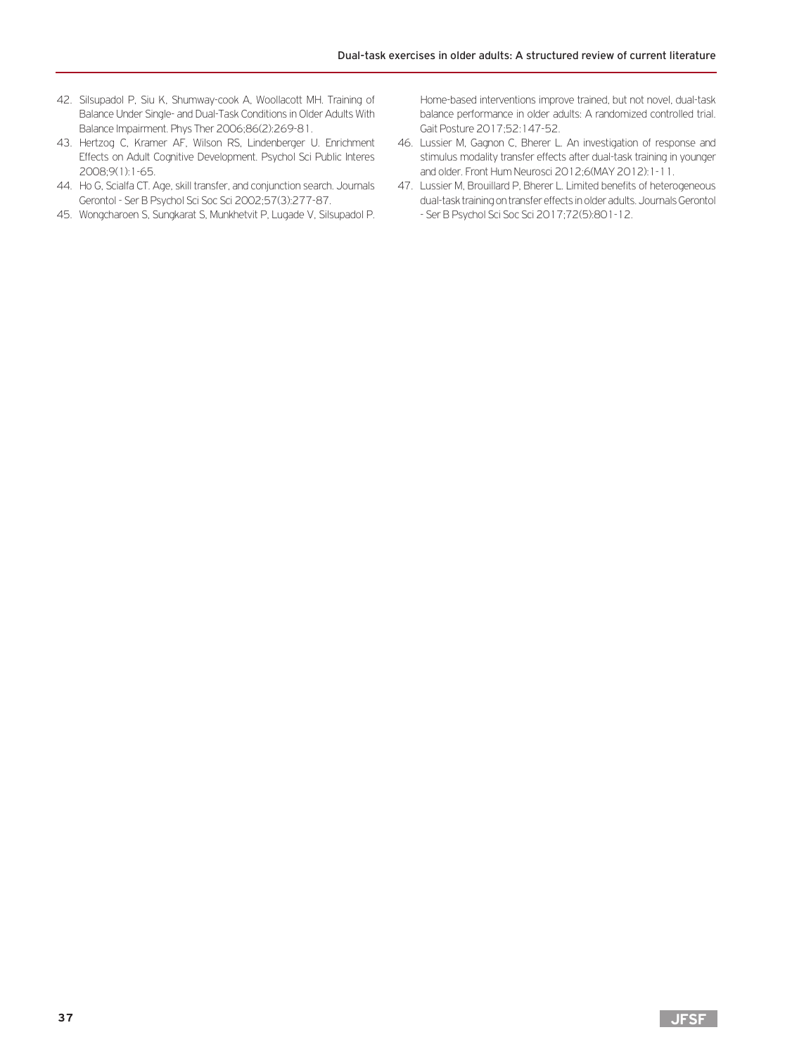42. Silsupadol P, Siu K, Shumway-cook A, Woollacott MH. Training of Balance Under Single- and Dual-Task Conditions in Older Adults With Balance Impairment. Phys Ther 2006;86(2):269-81.
43. Hertzog C, Kramer AF, Wilson RS, Lindenberger U. Enrichment Effects on Adult Cognitive Development. Psychol Sci Public Interes 2008;9(1):1-65.
44. Ho G, Scialfa CT. Age, skill transfer, and conjunction search. Journals Gerontol - Ser B Psychol Sci Soc Sci 2002;57(3):277-87.
45. Wongcharoen S, Sungkarat S, Munkhetvit P, Lugade V, Silsupadol P. Home-based interventions improve trained, but not novel, dual-task balance performance in older adults: A randomized controlled trial. Gait Posture 2017;52:147-52.
46. Lussier M, Gagnon C, Bherer L. An investigation of response and stimulus modality transfer effects after dual-task training in younger and older. Front Hum Neurosci 2012;6(MAY 2012):1-11.
47. Lussier M, Brouillard P, Bherer L. Limited benefits of heterogeneous dual-task training on transfer effects in older adults. Journals Gerontol - Ser B Psychol Sci Soc Sci 2017;72(5):801-12.